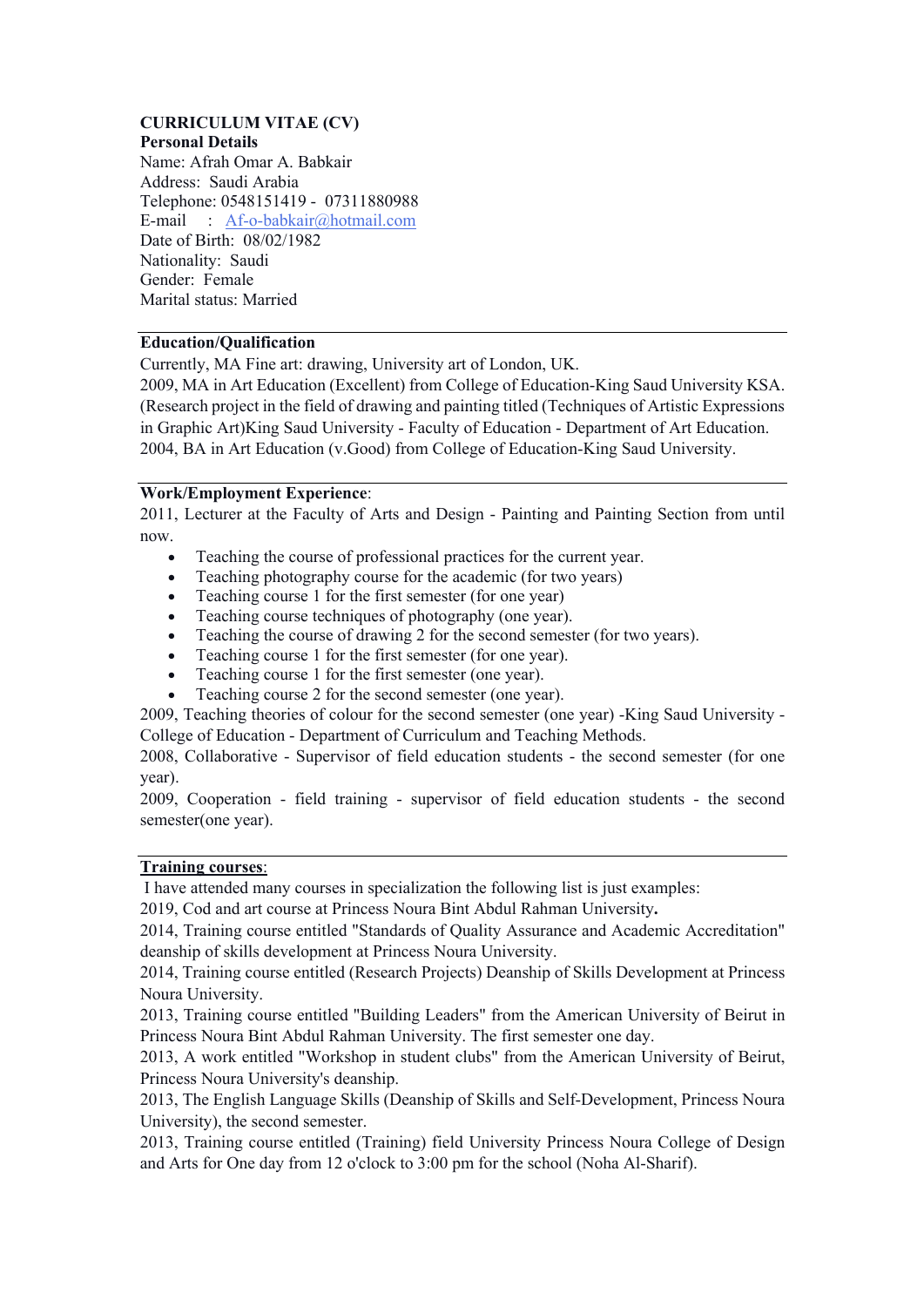**CURRICULUM VITAE (CV)**

**Personal Details**

Name: Afrah Omar A. Babkair
Address: Saudi Arabia
Telephone: 0548151419 - 07311880988
E-mail : Af-o-babkair@hotmail.com
Date of Birth: 08/02/1982
Nationality: Saudi
Gender: Female
Marital status: Married

---

**Education/Qualification**

Currently, MA Fine art: drawing, University art of London, UK.
2009, MA in Art Education (Excellent) from College of Education-King Saud University KSA. (Research project in the field of drawing and painting titled (Techniques of Artistic Expressions in Graphic Art)King Saud University - Faculty of Education - Department of Art Education.
2004, BA in Art Education (v.Good) from College of Education-King Saud University.

---

**Work/Employment Experience**:

2011, Lecturer at the Faculty of Arts and Design - Painting and Painting Section from until now.

- Teaching the course of professional practices for the current year.
- Teaching photography course for the academic (for two years)
- Teaching course 1 for the first semester (for one year)
- Teaching course techniques of photography (one year).
- Teaching the course of drawing 2 for the second semester (for two years).
- Teaching course 1 for the first semester (for one year).
- Teaching course 1 for the first semester (one year).
- Teaching course 2 for the second semester (one year).

2009, Teaching theories of colour for the second semester (one year) -King Saud University - College of Education - Department of Curriculum and Teaching Methods.
2008, Collaborative - Supervisor of field education students - the second semester (for one year).
2009, Cooperation - field training - supervisor of field education students - the second semester(one year).

---

**Training courses**:

I have attended many courses in specialization the following list is just examples:
2019, Cod and art course at Princess Noura Bint Abdul Rahman University**.**
2014, Training course entitled "Standards of Quality Assurance and Academic Accreditation" deanship of skills development at Princess Noura University.
2014, Training course entitled (Research Projects) Deanship of Skills Development at Princess Noura University.
2013, Training course entitled "Building Leaders" from the American University of Beirut in Princess Noura Bint Abdul Rahman University. The first semester one day.
2013, A work entitled "Workshop in student clubs" from the American University of Beirut, Princess Noura University's deanship.
2013, The English Language Skills (Deanship of Skills and Self-Development, Princess Noura University), the second semester.
2013, Training course entitled (Training) field University Princess Noura College of Design and Arts for One day from 12 o'clock to 3:00 pm for the school (Noha Al-Sharif).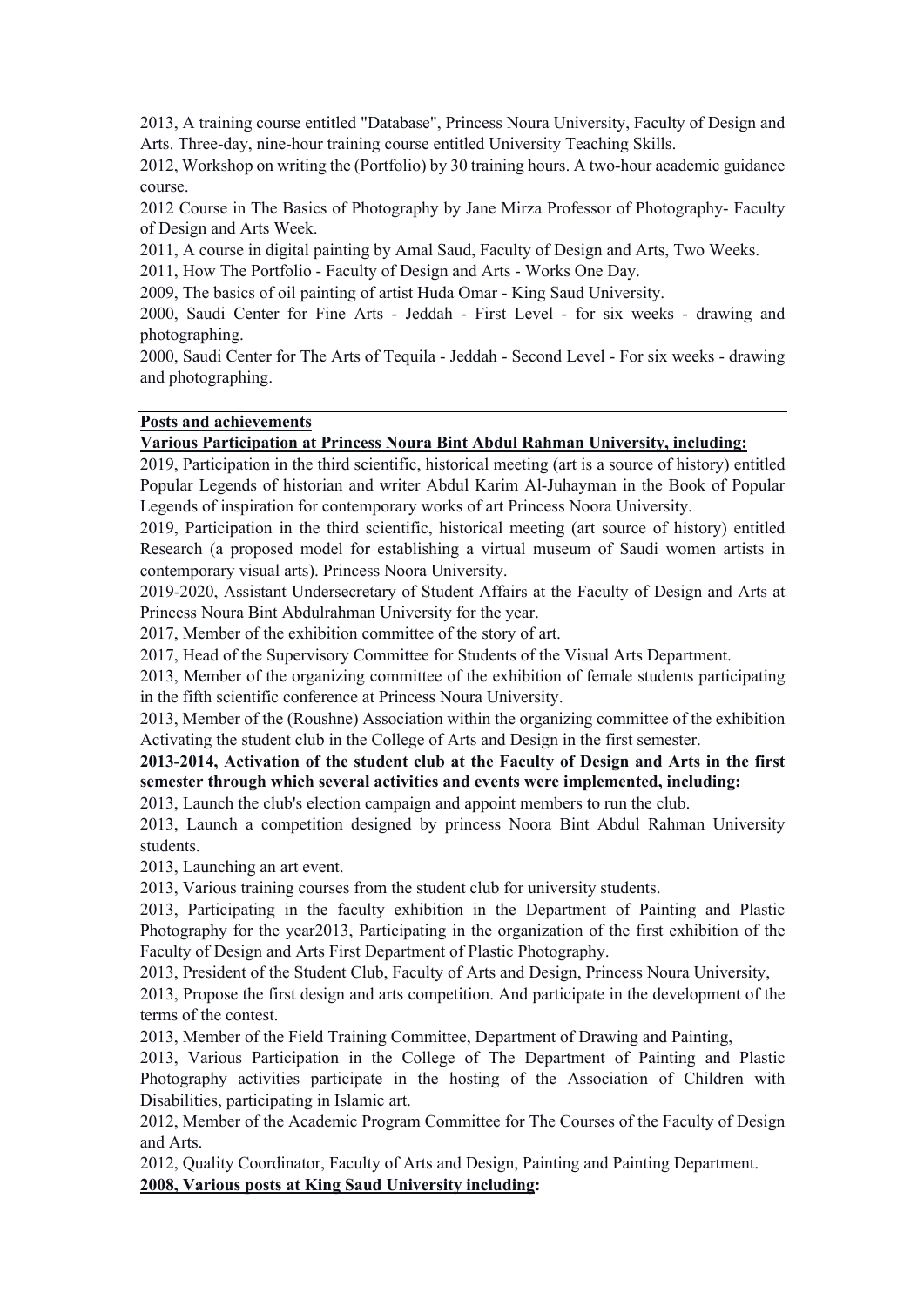2013, A training course entitled "Database", Princess Noura University, Faculty of Design and Arts. Three-day, nine-hour training course entitled University Teaching Skills.

2012, Workshop on writing the (Portfolio) by 30 training hours. A two-hour academic guidance course.

2012 Course in The Basics of Photography by Jane Mirza Professor of Photography- Faculty of Design and Arts Week.

2011, A course in digital painting by Amal Saud, Faculty of Design and Arts, Two Weeks.

2011, How The Portfolio - Faculty of Design and Arts - Works One Day.

2009, The basics of oil painting of artist Huda Omar - King Saud University.

2000, Saudi Center for Fine Arts - Jeddah - First Level - for six weeks - drawing and photographing.

2000, Saudi Center for The Arts of Tequila - Jeddah - Second Level - For six weeks - drawing and photographing.

**Posts and achievements**

**Various Participation at Princess Noura Bint Abdul Rahman University, including:**

2019, Participation in the third scientific, historical meeting (art is a source of history) entitled Popular Legends of historian and writer Abdul Karim Al-Juhayman in the Book of Popular Legends of inspiration for contemporary works of art Princess Noora University.

2019, Participation in the third scientific, historical meeting (art source of history) entitled Research (a proposed model for establishing a virtual museum of Saudi women artists in contemporary visual arts). Princess Noora University.

2019-2020, Assistant Undersecretary of Student Affairs at the Faculty of Design and Arts at Princess Noura Bint Abdulrahman University for the year.

2017, Member of the exhibition committee of the story of art.

2017, Head of the Supervisory Committee for Students of the Visual Arts Department.

2013, Member of the organizing committee of the exhibition of female students participating in the fifth scientific conference at Princess Noura University.

2013, Member of the (Roushne) Association within the organizing committee of the exhibition Activating the student club in the College of Arts and Design in the first semester.

**2013-2014, Activation of the student club at the Faculty of Design and Arts in the first semester through which several activities and events were implemented, including:**

2013, Launch the club's election campaign and appoint members to run the club.

2013, Launch a competition designed by princess Noora Bint Abdul Rahman University students.

2013, Launching an art event.

2013, Various training courses from the student club for university students.

2013, Participating in the faculty exhibition in the Department of Painting and Plastic Photography for the year2013, Participating in the organization of the first exhibition of the Faculty of Design and Arts First Department of Plastic Photography.

2013, President of the Student Club, Faculty of Arts and Design, Princess Noura University,

2013, Propose the first design and arts competition. And participate in the development of the terms of the contest.

2013, Member of the Field Training Committee, Department of Drawing and Painting,

2013, Various Participation in the College of The Department of Painting and Plastic Photography activities participate in the hosting of the Association of Children with Disabilities, participating in Islamic art.

2012, Member of the Academic Program Committee for The Courses of the Faculty of Design and Arts.

2012, Quality Coordinator, Faculty of Arts and Design, Painting and Painting Department.

**2008, Various posts at King Saud University including:**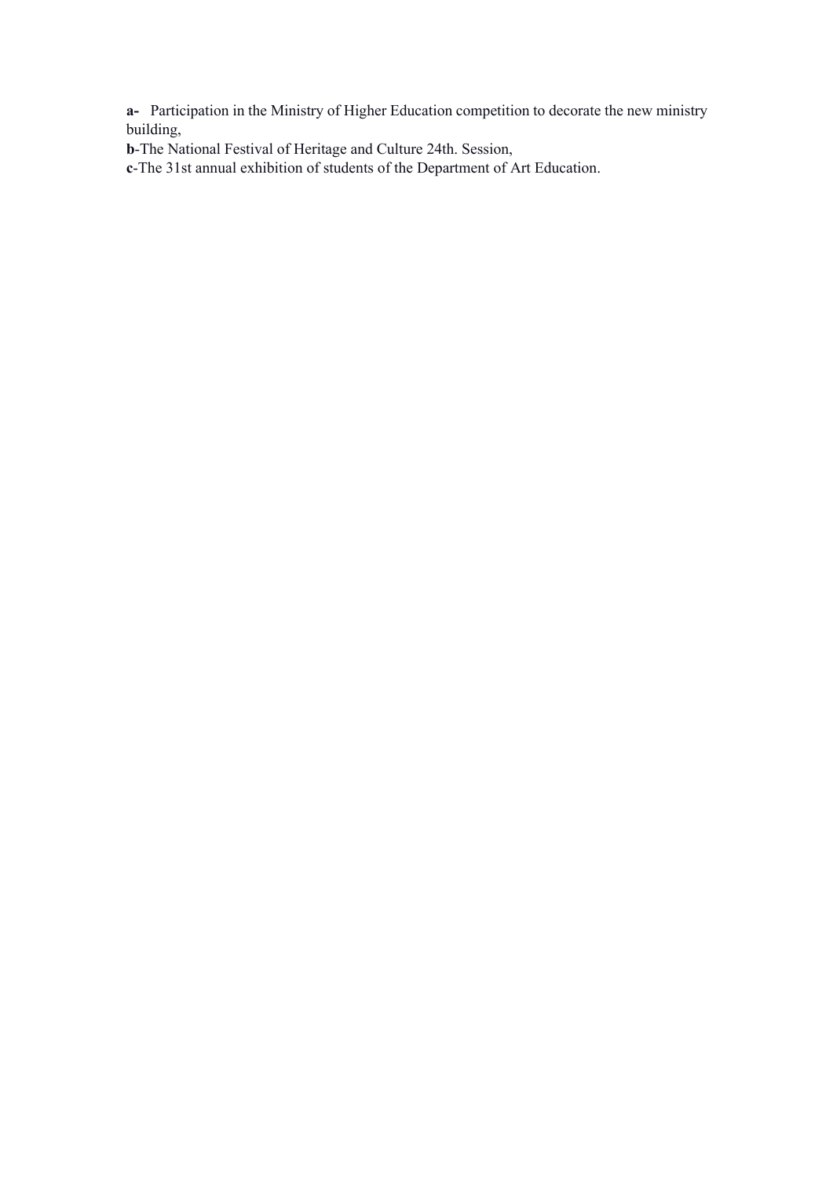**a-** Participation in the Ministry of Higher Education competition to decorate the new ministry building,

**b**-The National Festival of Heritage and Culture 24th. Session,

**c**-The 31st annual exhibition of students of the Department of Art Education.